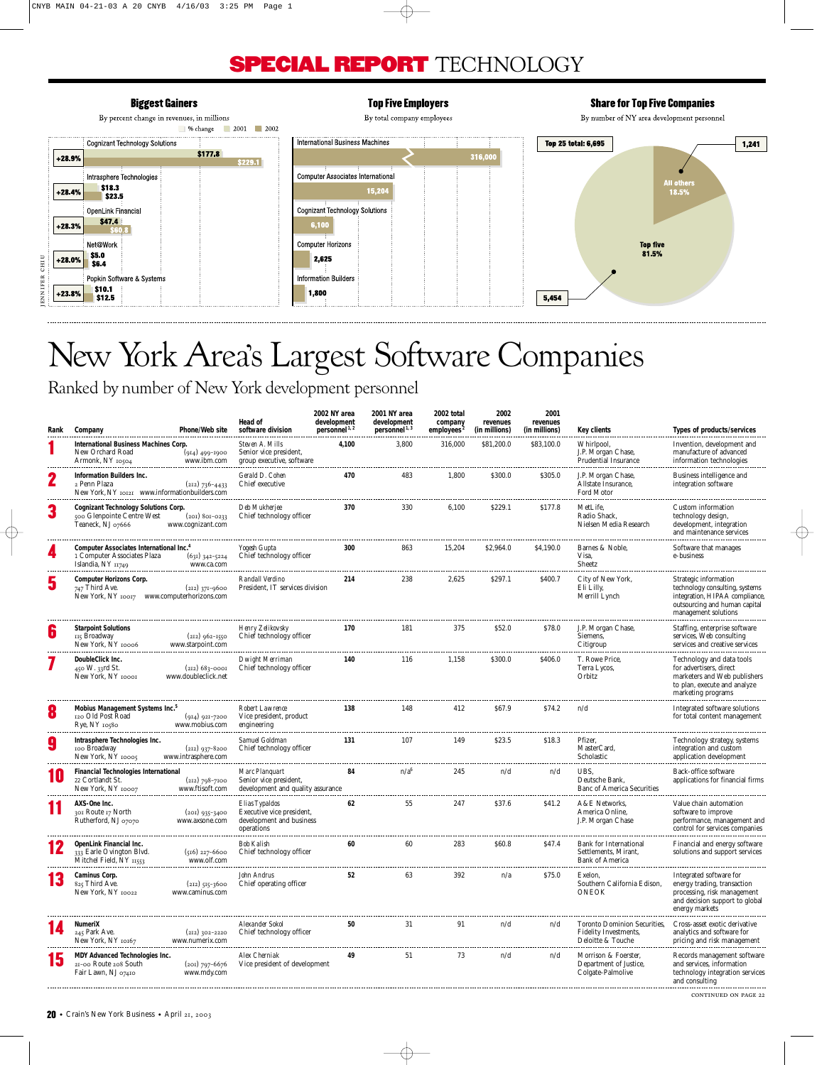# SPECIAL REPORT TECHNOLOGY

### Biggest Gainers

By percent change in revenues, in millions

| Company | % change | 2001 | 2002 |
|---|---|---|---|
| Cognizant Technology Solutions | +28.9% | $177.8 | $229.1 |
| Intrasphere Technologies | +28.4% | $18.3 | $23.5 |
| OpenLink Financial | +28.3% | $47.4 | $60.8 |
| Net@Work | +28.0% | $5.0 | $6.4 |
| Popkin Software & Systems | +23.8% | $10.1 | $12.5 |

### Top Five Employers

By total company employees

| Company | Employees |
|---|---|
| International Business Machines | 316,000 |
| Computer Associates International | 15,204 |
| Cognizant Technology Solutions | 6,100 |
| Computer Horizons | 2,625 |
| Information Builders | 1,800 |

### Share for Top Five Companies

By number of NY area development personnel

Top 25 total: 6,695

| | Personnel | Share |
|---|---|---|
| All others | 1,241 | 18.5% |
| Top five | 5,454 | 81.5% |

JENNIFER CHIU

# New York Area's Largest Software Companies

## Ranked by number of New York development personnel

| Rank | Company | Phone/Web site | Head of software division | 2002 NY area development personnel[1,2] | 2001 NY area development personnel[1,3] | 2002 total company employees[2] | 2002 revenues (in millions) | 2001 revenues (in millions) | Key clients | Types of products/services |
|---|---|---|---|---|---|---|---|---|---|---|
| 1 | **International Business Machines Corp.** New Orchard Road Armonk, NY 10504 | (914) 499-1900 www.ibm.com | Steven A. Mills Senior vice president, group executive, software | 4,100 | 3,800 | 316,000 | $81,200.0 | $83,100.0 | Whirlpool, J.P. Morgan Chase, Prudential Insurance | Invention, development and manufacture of advanced information technologies |
| 2 | **Information Builders Inc.** 2 Penn Plaza New York, NY 10121 | (212) 736-4433 www.informationbuilders.com | Gerald D. Cohen Chief executive | 470 | 483 | 1,800 | $300.0 | $305.0 | J.P. Morgan Chase, Allstate Insurance, Ford Motor | Business intelligence and integration software |
| 3 | **Cognizant Technology Solutions Corp.** 500 Glenpointe Centre West Teaneck, NJ 07666 | (201) 801-0233 www.cognizant.com | Deb Mukherjee Chief technology officer | 370 | 330 | 6,100 | $229.1 | $177.8 | MetLife, Radio Shack, Nielsen Media Research | Custom information technology design, development, integration and maintenance services |
| 4 | **Computer Associates International Inc.**[4] 1 Computer Associates Plaza Islandia, NY 11749 | (631) 342-5224 www.ca.com | Yogesh Gupta Chief technology officer | 300 | 863 | 15,204 | $2,964.0 | $4,190.0 | Barnes & Noble, Visa, Sheetz | Software that manages e-business |
| 5 | **Computer Horizons Corp.** 747 Third Ave. New York, NY 10017 | (212) 371-9600 www.computerhorizons.com | Randall Verdino President, IT services division | 214 | 238 | 2,625 | $297.1 | $400.7 | City of New York, Eli Lilly, Merrill Lynch | Strategic information technology consulting, systems integration, HIPAA compliance, outsourcing and human capital management solutions |
| 6 | **Starpoint Solutions** 115 Broadway New York, NY 10006 | (212) 962-1550 www.starpoint.com | Henry Zelikovsky Chief technology officer | 170 | 181 | 375 | $52.0 | $78.0 | J.P. Morgan Chase, Siemens, Citigroup | Staffing, enterprise software services, Web consulting services and creative services |
| 7 | **DoubleClick Inc.** 450 W. 33rd St. New York, NY 10001 | (212) 683-0001 www.doubleclick.net | Dwight Merriman Chief technology officer | 140 | 116 | 1,158 | $300.0 | $406.0 | T. Rowe Price, Terra Lycos, Orbitz | Technology and data tools for advertisers, direct marketers and Web publishers to plan, execute and analyze marketing programs |
| 8 | **Mobius Management Systems Inc.**[5] 120 Old Post Road Rye, NY 10580 | (914) 921-7200 www.mobius.com | Robert Lawrence Vice president, product engineering | 138 | 148 | 412 | $67.9 | $74.2 | n/d | Integrated software solutions for total content management |
| 9 | **Intrasphere Technologies Inc.** 100 Broadway New York, NY 10005 | (212) 937-8200 www.intrasphere.com | Samuel Goldman Chief technology officer | 131 | 107 | 149 | $23.5 | $18.3 | Pfizer, MasterCard, Scholastic | Technology strategy, systems integration and custom application development |
| 10 | **Financial Technologies International** 22 Cortlandt St. New York, NY 10007 | (212) 798-7100 www.ftisoft.com | Marc Planquart Senior vice president, development and quality assurance | 84 | n/a[6] | 245 | n/d | n/d | UBS, Deutsche Bank, Banc of America Securities | Back-office software applications for financial firms |
| 11 | **AXS-One Inc.** 301 Route 17 North Rutherford, NJ 07070 | (201) 935-3400 www.axsone.com | Elias Typaldos Executive vice president, development and business operations | 62 | 55 | 247 | $37.6 | $41.2 | A&E Networks, America Online, J.P. Morgan Chase | Value chain automation software to improve performance, management and control for services companies |
| 12 | **OpenLink Financial Inc.** 333 Earle Ovington Blvd. Mitchel Field, NY 11553 | (516) 227-6600 www.olf.com | Bob Kalish Chief technology officer | 60 | 60 | 283 | $60.8 | $47.4 | Bank for International Settlements, Mirant, Bank of America | Financial and energy software solutions and support services |
| 13 | **Caminus Corp.** 825 Third Ave. New York, NY 10022 | (212) 515-3600 www.caminus.com | John Andrus Chief operating officer | 52 | 63 | 392 | n/a | $75.0 | Exelon, Southern California Edison, ONEOK | Integrated software for energy trading, transaction processing, risk management and decision support to global energy markets |
| 14 | **NumeriX** 245 Park Ave. New York, NY 10167 | (212) 302-2220 www.numerix.com | Alexander Sokol Chief technology officer | 50 | 31 | 91 | n/d | n/d | Toronto Dominion Securities, Fidelity Investments, Deloitte & Touche | Cross-asset exotic derivative analytics and software for pricing and risk management |
| 15 | **MDY Advanced Technologies Inc.** 21-00 Route 208 South Fair Lawn, NJ 07410 | (201) 797-6676 www.mdy.com | Alex Cherniak Vice president of development | 49 | 51 | 73 | n/d | n/d | Morrison & Foerster, Department of Justice, Colgate-Palmolive | Records management software and services, information technology integration services and consulting |

CONTINUED ON PAGE 22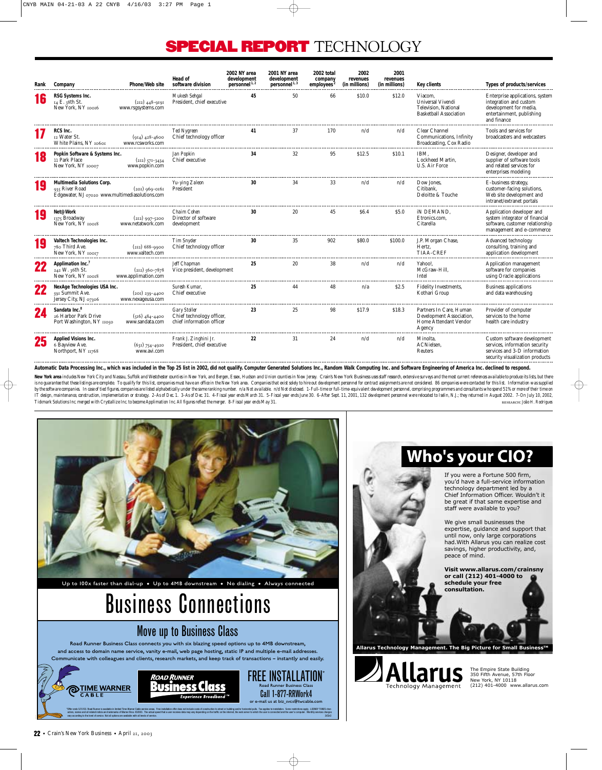# SPECIAL REPORT TECHNOLOGY

| Rank | Company | Phone/Web site | Head of software division | 2002 NY area development personnel[1, 2] | 2001 NY area development personnel[1, 3] | 2002 total company employees[2] | 2002 revenues (in millions) | 2001 revenues (in millions) | Key clients | Types of products/services |
|---|---|---|---|---|---|---|---|---|---|---|
| 16 | **RSG Systems Inc.** 14 E. 38th St. New York, NY 10016 | (212) 448-9191 www.rsgsystems.com | Mukesh Sehgal President, chief executive | 45 | 50 | 66 | $10.0 | $12.0 | Viacom, Universal Vivendi Television, National Basketball Association | Enterprise applications, system integration and custom development for media, entertainment, publishing and finance |
| 17 | **RCS Inc.** 12 Water St. White Plains, NY 10601 | (914) 428-4600 www.rcsworks.com | Ted Nygreen Chief technology officer | 41 | 37 | 170 | n/d | n/d | Clear Channel Communications, Infinity Broadcasting, Cox Radio | Tools and services for broadcasters and webcasters |
| 18 | **Popkin Software & Systems Inc.** 11 Park Place New York, NY 10007 | (212) 571-3434 www.popkin.com | Jan Popkin Chief executive | 34 | 32 | 95 | $12.5 | $10.1 | IBM, Lockheed Martin, U.S. Air Force | Designer, developer and supplier of software tools and related services for enterprises modeling |
| 19 | **Multimedia Solutions Corp.** 935 River Road Edgewater, NJ 07020 | (201) 969-0161 www.multimediasolutions.com | Yu-ying Zaleon President | 30 | 34 | 33 | n/d | n/d | Dow Jones, Citibank, Deloitte & Touche | E-business strategy, customer-facing solutions, Web site development and intranet/extranet portals |
| 19 | **Net@Work** 1375 Broadway New York, NY 10018 | (212) 997-5200 www.netatwork.com | Chaim Cohen Director of software development | 30 | 20 | 45 | $6.4 | $5.0 | IN DEMAND, Etronics.com, Citarella | Application developer and system integrator of financial software, customer relationship management and e-commerce |
| 19 | **Valtech Technologies Inc.** 780 Third Ave. New York, NY 10017 | (212) 688-9900 www.valtech.com | Tim Snyder Chief technology officer | 30 | 35 | 902 | $80.0 | $100.0 | J.P. Morgan Chase, Hertz, TIAA-CREF | Advanced technology consulting, training and application development |
| 22 | **Applimation Inc.**[7] 242 W. 36th St. New York, NY 10018 | (212) 560-7878 www.applimation.com | Jeff Chapman Vice president, development | 25 | 20 | 38 | n/d | n/d | Yahoo!, McGraw-Hill, Intel | Application management software for companies using Oracle applications |
| 22 | **NexAge Technologies USA Inc.** 591 Summit Ave. Jersey City, NJ 07306 | (201) 239-4400 www.nexageusa.com | Suresh Kumar, Chief executive | 25 | 44 | 48 | n/a | $2.5 | Fidelity Investments, Kothari Group | Business applications and data warehousing |
| 24 | **Sandata Inc.**[8] 26 Harbor Park Drive Port Washington, NY 11050 | (516) 484-4400 www.sandata.com | Gary Stoller Chief technology officer, chief information officer | 23 | 25 | 98 | $17.9 | $18.3 | Partners In Care, Human Development Association, Home Attendant Vendor Agency | Provider of computer services to the home health care industry |
| 25 | **Applied Visions Inc.** 6 Bayview Ave. Northport, NY 11768 | (631) 754-4920 www.avi.com | Frank J. Zinghini Jr. President, chief executive | 22 | 31 | 24 | n/d | n/d | Minolta, ACNielsen, Reuters | Custom software development services, information security services and 3-D information security visualization products |

**Automatic Data Processing Inc., which was included in the Top 25 list in 2002, did not qualify. Computer Generated Solutions Inc., Random Walk Computing Inc. and Software Engineering of America Inc. declined to respond.**

**New York area** includes New York City and Nassau, Suffolk and Westchester counties in New York, and Bergen, Essex, Hudson and Union counties in New Jersey. Crain's New York Business uses staff research, extensive surveys and the most current references available to produce its lists, but there is no guarantee that these listings are complete. To qualify for this list, companies must have an office in the New York area. Companies that exist solely to hire out development personnel for contract assignments are not considered. 86 companies were contacted for this list. Information was supplied by the software companies. In case of tied figures, companies are listed alphabetically under the same ranking number. n/a Not available. n/d Not disclosed. 1-Full-time or full-time-equivalent development personnel, comprising programmers and consultants who spend 51% or more of their time on IT design, maintenance, construction, implementation or strategy. 2-As of Dec. 1. 3-As of Dec. 31. 4-Fiscal year ends March 31. 5-Fiscal year ends June 30. 6-After Sept. 11, 2001, 132 development personnel were relocated to Iselin, N.J.; they returned in August 2002. 7-On July 10, 2002, Tickmark Solutions Inc. merged with Crystallize Inc. to become Applimation Inc. All figures reflect the merger. 8-Fiscal year ends May 31.

RESEARCH: João H. Rodrigues

Up to 100x faster than dial-up • Up to 4MB downstream • No dialing • Always connected

# Business Connections

## Move up to Business Class

Road Runner Business Class connects you with six blazing speed options up to 4MB downstream, and access to domain name service, vanity e-mail, web page hosting, static IP and multiple e-mail addresses. Communicate with colleagues and clients, research markets, and keep track of transactions – instantly and easily.

TIME WARNER CABLE

ROAD RUNNER Business Class Experience Broadband™

FREE INSTALLATION*

Road Runner Business Class

Call 1-877-RRWork4

or e-mail us at biz_svcs@twcable.com

# Who's your CIO?

If you were a Fortune 500 firm, you'd have a full-service information technology department led by a Chief Information Officer. Wouldn't it be great if that same expertise and staff were available to you?

We give small businesses the expertise, guidance and support that until now, only large corporations had. With Allarus you can realize cost savings, higher productivity, and, peace of mind.

**Visit www.allarus.com/crainsny or call (212) 401-4000 to schedule your free consultation.**

**Allarus Technology Management. The Big Picture for Small Business™**

Allarus Technology Management

The Empire State Building
350 Fifth Avenue, 57th Floor
New York, NY 10118
(212) 401-4000 www.allarus.com